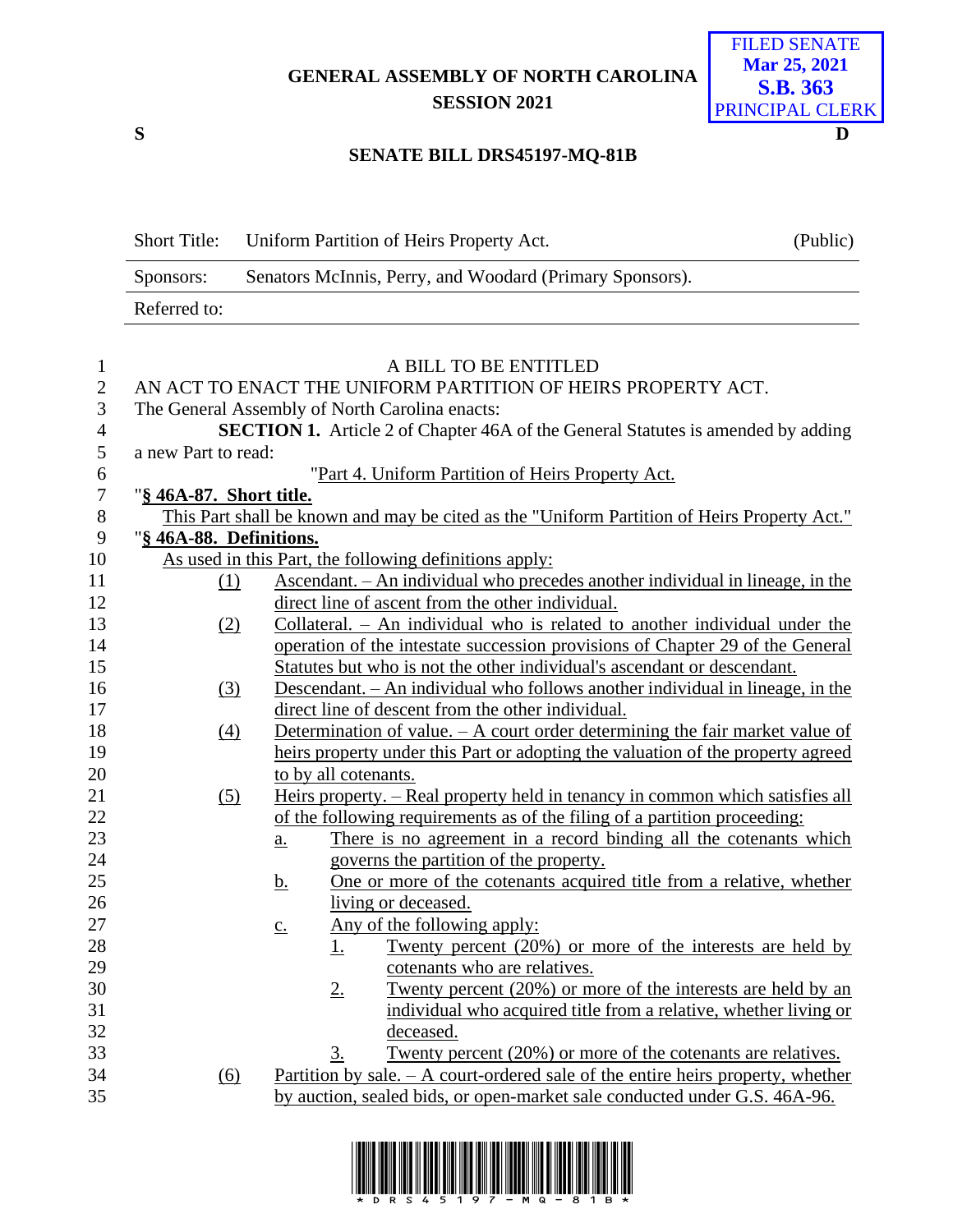GENERAL ASSEMBLY OF NORTH CAROLINA
SESSION 2021

FILED SENATE
Mar 25, 2021
S.B. 363
PRINCIPAL CLERK

S D

**SENATE BILL DRS45197-MQ-81B**

| | | |
|---|---|---|
| Short Title: | Uniform Partition of Heirs Property Act. | (Public) |
| Sponsors: | Senators McInnis, Perry, and Woodard (Primary Sponsors). | |
| Referred to: | | |

A BILL TO BE ENTITLED

AN ACT TO ENACT THE UNIFORM PARTITION OF HEIRS PROPERTY ACT.

The General Assembly of North Carolina enacts:

**SECTION 1.** Article 2 of Chapter 46A of the General Statutes is amended by adding a new Part to read:

"Part 4. Uniform Partition of Heirs Property Act.

"**§ 46A-87. Short title.**

This Part shall be known and may be cited as the "Uniform Partition of Heirs Property Act."

"**§ 46A-88. Definitions.**

As used in this Part, the following definitions apply:

(1) Ascendant. – An individual who precedes another individual in lineage, in the direct line of ascent from the other individual.

(2) Collateral. – An individual who is related to another individual under the operation of the intestate succession provisions of Chapter 29 of the General Statutes but who is not the other individual's ascendant or descendant.

(3) Descendant. – An individual who follows another individual in lineage, in the direct line of descent from the other individual.

(4) Determination of value. – A court order determining the fair market value of heirs property under this Part or adopting the valuation of the property agreed to by all cotenants.

(5) Heirs property. – Real property held in tenancy in common which satisfies all of the following requirements as of the filing of a partition proceeding:

a. There is no agreement in a record binding all the cotenants which governs the partition of the property.

b. One or more of the cotenants acquired title from a relative, whether living or deceased.

c. Any of the following apply:

1. Twenty percent (20%) or more of the interests are held by cotenants who are relatives.

2. Twenty percent (20%) or more of the interests are held by an individual who acquired title from a relative, whether living or deceased.

3. Twenty percent (20%) or more of the cotenants are relatives.

(6) Partition by sale. – A court-ordered sale of the entire heirs property, whether by auction, sealed bids, or open-market sale conducted under G.S. 46A-96.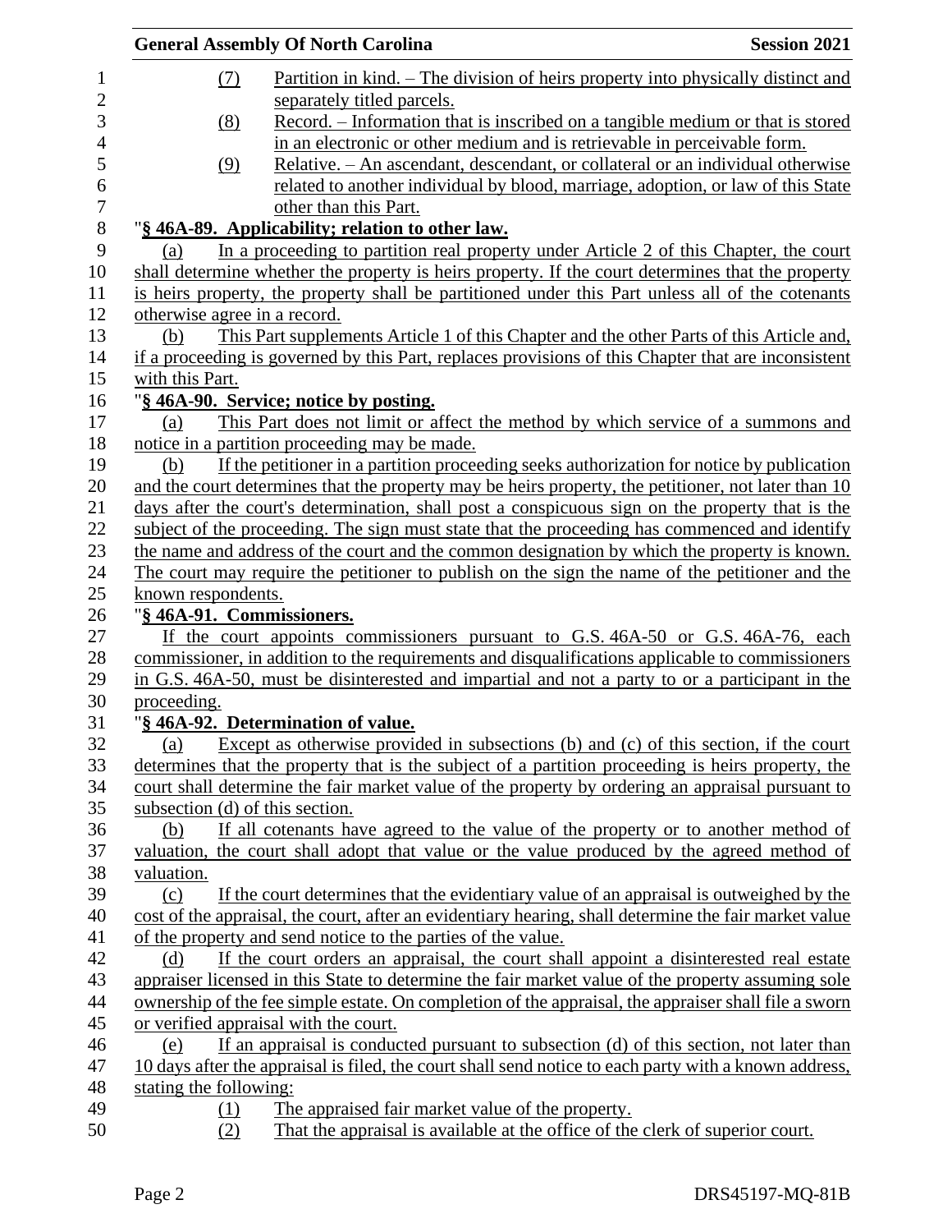(7) Partition in kind. – The division of heirs property into physically distinct and separately titled parcels.

(8) Record. – Information that is inscribed on a tangible medium or that is stored in an electronic or other medium and is retrievable in perceivable form.

(9) Relative. – An ascendant, descendant, or collateral or an individual otherwise related to another individual by blood, marriage, adoption, or law of this State other than this Part.

"**§ 46A-89. Applicability; relation to other law.**

(a) In a proceeding to partition real property under Article 2 of this Chapter, the court shall determine whether the property is heirs property. If the court determines that the property is heirs property, the property shall be partitioned under this Part unless all of the cotenants otherwise agree in a record.

(b) This Part supplements Article 1 of this Chapter and the other Parts of this Article and, if a proceeding is governed by this Part, replaces provisions of this Chapter that are inconsistent with this Part.

"**§ 46A-90. Service; notice by posting.**

(a) This Part does not limit or affect the method by which service of a summons and notice in a partition proceeding may be made.

(b) If the petitioner in a partition proceeding seeks authorization for notice by publication and the court determines that the property may be heirs property, the petitioner, not later than 10 days after the court's determination, shall post a conspicuous sign on the property that is the subject of the proceeding. The sign must state that the proceeding has commenced and identify the name and address of the court and the common designation by which the property is known. The court may require the petitioner to publish on the sign the name of the petitioner and the known respondents.

"**§ 46A-91. Commissioners.**

If the court appoints commissioners pursuant to G.S. 46A-50 or G.S. 46A-76, each commissioner, in addition to the requirements and disqualifications applicable to commissioners in G.S. 46A-50, must be disinterested and impartial and not a party to or a participant in the proceeding.

"**§ 46A-92. Determination of value.**

(a) Except as otherwise provided in subsections (b) and (c) of this section, if the court determines that the property that is the subject of a partition proceeding is heirs property, the court shall determine the fair market value of the property by ordering an appraisal pursuant to subsection (d) of this section.

(b) If all cotenants have agreed to the value of the property or to another method of valuation, the court shall adopt that value or the value produced by the agreed method of valuation.

(c) If the court determines that the evidentiary value of an appraisal is outweighed by the cost of the appraisal, the court, after an evidentiary hearing, shall determine the fair market value of the property and send notice to the parties of the value.

(d) If the court orders an appraisal, the court shall appoint a disinterested real estate appraiser licensed in this State to determine the fair market value of the property assuming sole ownership of the fee simple estate. On completion of the appraisal, the appraiser shall file a sworn or verified appraisal with the court.

(e) If an appraisal is conducted pursuant to subsection (d) of this section, not later than 10 days after the appraisal is filed, the court shall send notice to each party with a known address, stating the following:

(1) The appraised fair market value of the property.

(2) That the appraisal is available at the office of the clerk of superior court.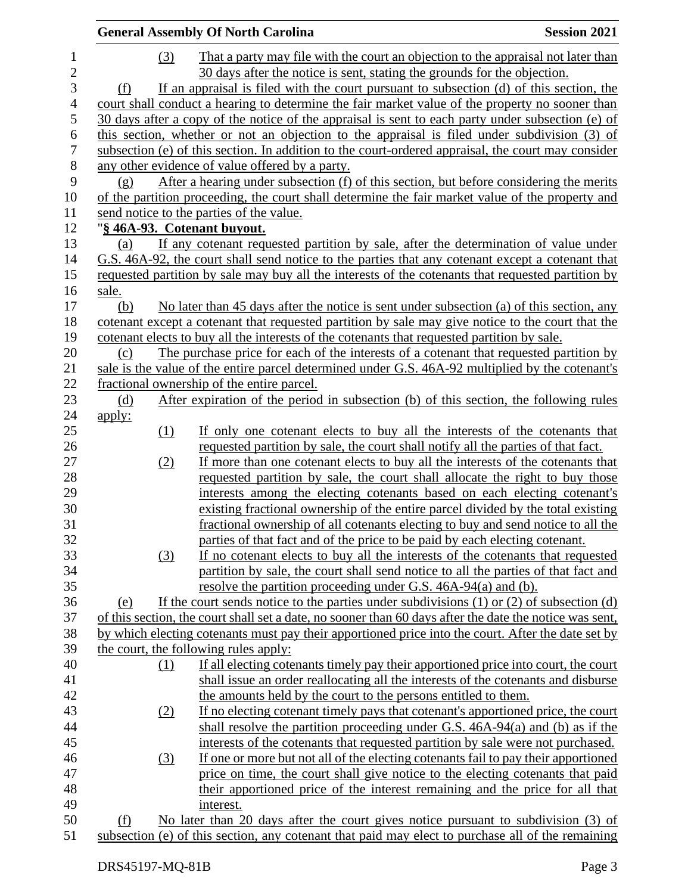(3) That a party may file with the court an objection to the appraisal not later than 30 days after the notice is sent, stating the grounds for the objection.

(f) If an appraisal is filed with the court pursuant to subsection (d) of this section, the court shall conduct a hearing to determine the fair market value of the property no sooner than 30 days after a copy of the notice of the appraisal is sent to each party under subsection (e) of this section, whether or not an objection to the appraisal is filed under subdivision (3) of subsection (e) of this section. In addition to the court-ordered appraisal, the court may consider any other evidence of value offered by a party.

(g) After a hearing under subsection (f) of this section, but before considering the merits of the partition proceeding, the court shall determine the fair market value of the property and send notice to the parties of the value.

"**§ 46A-93. Cotenant buyout.**

(a) If any cotenant requested partition by sale, after the determination of value under G.S. 46A-92, the court shall send notice to the parties that any cotenant except a cotenant that requested partition by sale may buy all the interests of the cotenants that requested partition by sale.

(b) No later than 45 days after the notice is sent under subsection (a) of this section, any cotenant except a cotenant that requested partition by sale may give notice to the court that the cotenant elects to buy all the interests of the cotenants that requested partition by sale.

(c) The purchase price for each of the interests of a cotenant that requested partition by sale is the value of the entire parcel determined under G.S. 46A-92 multiplied by the cotenant's fractional ownership of the entire parcel.

(d) After expiration of the period in subsection (b) of this section, the following rules apply:

(1) If only one cotenant elects to buy all the interests of the cotenants that requested partition by sale, the court shall notify all the parties of that fact.

(2) If more than one cotenant elects to buy all the interests of the cotenants that requested partition by sale, the court shall allocate the right to buy those interests among the electing cotenants based on each electing cotenant's existing fractional ownership of the entire parcel divided by the total existing fractional ownership of all cotenants electing to buy and send notice to all the parties of that fact and of the price to be paid by each electing cotenant.

(3) If no cotenant elects to buy all the interests of the cotenants that requested partition by sale, the court shall send notice to all the parties of that fact and resolve the partition proceeding under G.S. 46A-94(a) and (b).

(e) If the court sends notice to the parties under subdivisions (1) or (2) of subsection (d) of this section, the court shall set a date, no sooner than 60 days after the date the notice was sent, by which electing cotenants must pay their apportioned price into the court. After the date set by the court, the following rules apply:

(1) If all electing cotenants timely pay their apportioned price into court, the court shall issue an order reallocating all the interests of the cotenants and disburse the amounts held by the court to the persons entitled to them.

(2) If no electing cotenant timely pays that cotenant's apportioned price, the court shall resolve the partition proceeding under G.S. 46A-94(a) and (b) as if the interests of the cotenants that requested partition by sale were not purchased.

(3) If one or more but not all of the electing cotenants fail to pay their apportioned price on time, the court shall give notice to the electing cotenants that paid their apportioned price of the interest remaining and the price for all that interest.

(f) No later than 20 days after the court gives notice pursuant to subdivision (3) of subsection (e) of this section, any cotenant that paid may elect to purchase all of the remaining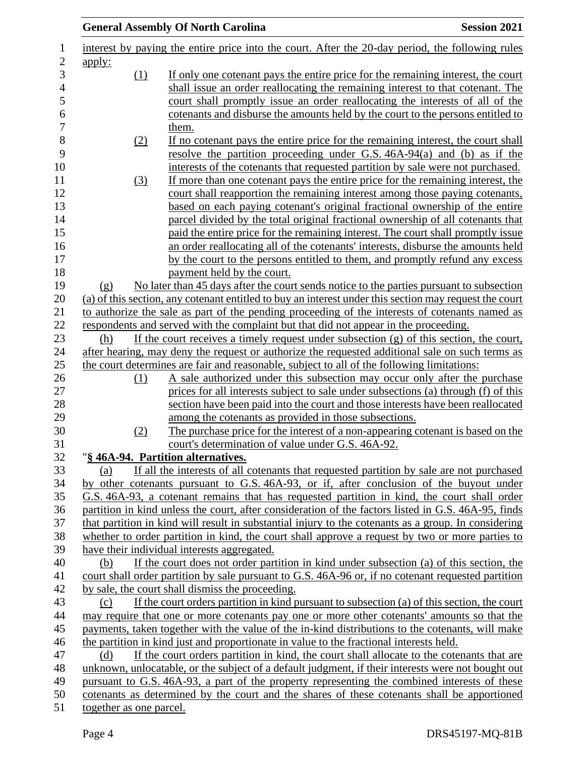interest by paying the entire price into the court. After the 20-day period, the following rules apply:

(1) If only one cotenant pays the entire price for the remaining interest, the court shall issue an order reallocating the remaining interest to that cotenant. The court shall promptly issue an order reallocating the interests of all of the cotenants and disburse the amounts held by the court to the persons entitled to them.

(2) If no cotenant pays the entire price for the remaining interest, the court shall resolve the partition proceeding under G.S. 46A-94(a) and (b) as if the interests of the cotenants that requested partition by sale were not purchased.

(3) If more than one cotenant pays the entire price for the remaining interest, the court shall reapportion the remaining interest among those paying cotenants, based on each paying cotenant's original fractional ownership of the entire parcel divided by the total original fractional ownership of all cotenants that paid the entire price for the remaining interest. The court shall promptly issue an order reallocating all of the cotenants' interests, disburse the amounts held by the court to the persons entitled to them, and promptly refund any excess payment held by the court.

(g) No later than 45 days after the court sends notice to the parties pursuant to subsection (a) of this section, any cotenant entitled to buy an interest under this section may request the court to authorize the sale as part of the pending proceeding of the interests of cotenants named as respondents and served with the complaint but that did not appear in the proceeding.

(h) If the court receives a timely request under subsection (g) of this section, the court, after hearing, may deny the request or authorize the requested additional sale on such terms as the court determines are fair and reasonable, subject to all of the following limitations:

(1) A sale authorized under this subsection may occur only after the purchase prices for all interests subject to sale under subsections (a) through (f) of this section have been paid into the court and those interests have been reallocated among the cotenants as provided in those subsections.

(2) The purchase price for the interest of a non-appearing cotenant is based on the court's determination of value under G.S. 46A-92.

"**§ 46A-94. Partition alternatives.**

(a) If all the interests of all cotenants that requested partition by sale are not purchased by other cotenants pursuant to G.S. 46A-93, or if, after conclusion of the buyout under G.S. 46A-93, a cotenant remains that has requested partition in kind, the court shall order partition in kind unless the court, after consideration of the factors listed in G.S. 46A-95, finds that partition in kind will result in substantial injury to the cotenants as a group. In considering whether to order partition in kind, the court shall approve a request by two or more parties to have their individual interests aggregated.

(b) If the court does not order partition in kind under subsection (a) of this section, the court shall order partition by sale pursuant to G.S. 46A-96 or, if no cotenant requested partition by sale, the court shall dismiss the proceeding.

(c) If the court orders partition in kind pursuant to subsection (a) of this section, the court may require that one or more cotenants pay one or more other cotenants' amounts so that the payments, taken together with the value of the in-kind distributions to the cotenants, will make the partition in kind just and proportionate in value to the fractional interests held.

(d) If the court orders partition in kind, the court shall allocate to the cotenants that are unknown, unlocatable, or the subject of a default judgment, if their interests were not bought out pursuant to G.S. 46A-93, a part of the property representing the combined interests of these cotenants as determined by the court and the shares of these cotenants shall be apportioned together as one parcel.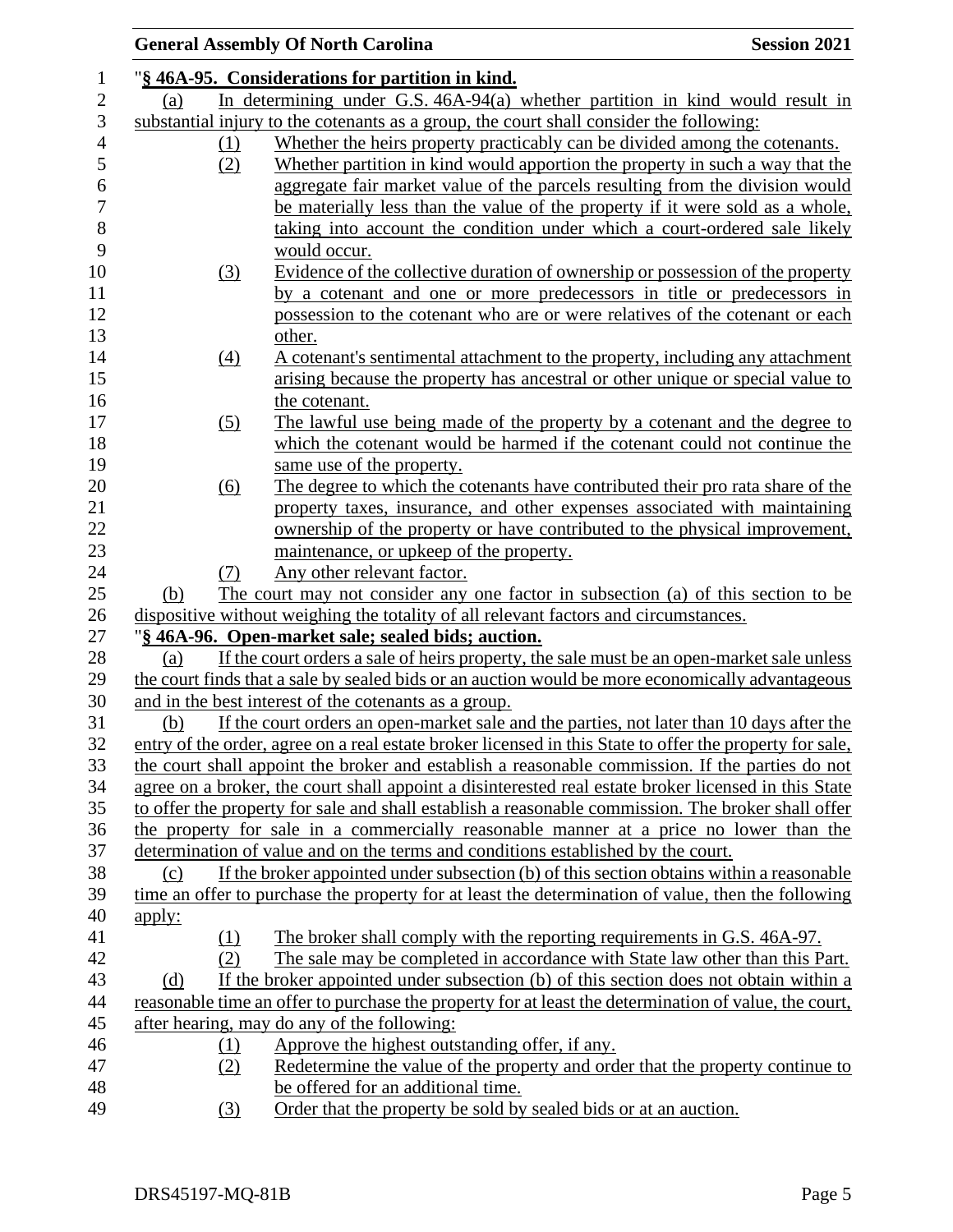"**§ 46A-95. Considerations for partition in kind.**

(a) In determining under G.S. 46A-94(a) whether partition in kind would result in substantial injury to the cotenants as a group, the court shall consider the following:

1. Whether the heirs property practicably can be divided among the cotenants.
2. Whether partition in kind would apportion the property in such a way that the aggregate fair market value of the parcels resulting from the division would be materially less than the value of the property if it were sold as a whole, taking into account the condition under which a court-ordered sale likely would occur.
3. Evidence of the collective duration of ownership or possession of the property by a cotenant and one or more predecessors in title or predecessors in possession to the cotenant who are or were relatives of the cotenant or each other.
4. A cotenant's sentimental attachment to the property, including any attachment arising because the property has ancestral or other unique or special value to the cotenant.
5. The lawful use being made of the property by a cotenant and the degree to which the cotenant would be harmed if the cotenant could not continue the same use of the property.
6. The degree to which the cotenants have contributed their pro rata share of the property taxes, insurance, and other expenses associated with maintaining ownership of the property or have contributed to the physical improvement, maintenance, or upkeep of the property.
7. Any other relevant factor.

(b) The court may not consider any one factor in subsection (a) of this section to be dispositive without weighing the totality of all relevant factors and circumstances.

"**§ 46A-96. Open-market sale; sealed bids; auction.**

(a) If the court orders a sale of heirs property, the sale must be an open-market sale unless the court finds that a sale by sealed bids or an auction would be more economically advantageous and in the best interest of the cotenants as a group.

(b) If the court orders an open-market sale and the parties, not later than 10 days after the entry of the order, agree on a real estate broker licensed in this State to offer the property for sale, the court shall appoint the broker and establish a reasonable commission. If the parties do not agree on a broker, the court shall appoint a disinterested real estate broker licensed in this State to offer the property for sale and shall establish a reasonable commission. The broker shall offer the property for sale in a commercially reasonable manner at a price no lower than the determination of value and on the terms and conditions established by the court.

(c) If the broker appointed under subsection (b) of this section obtains within a reasonable time an offer to purchase the property for at least the determination of value, then the following apply:

1. The broker shall comply with the reporting requirements in G.S. 46A-97.
2. The sale may be completed in accordance with State law other than this Part.

(d) If the broker appointed under subsection (b) of this section does not obtain within a reasonable time an offer to purchase the property for at least the determination of value, the court, after hearing, may do any of the following:

1. Approve the highest outstanding offer, if any.
2. Redetermine the value of the property and order that the property continue to be offered for an additional time.
3. Order that the property be sold by sealed bids or at an auction.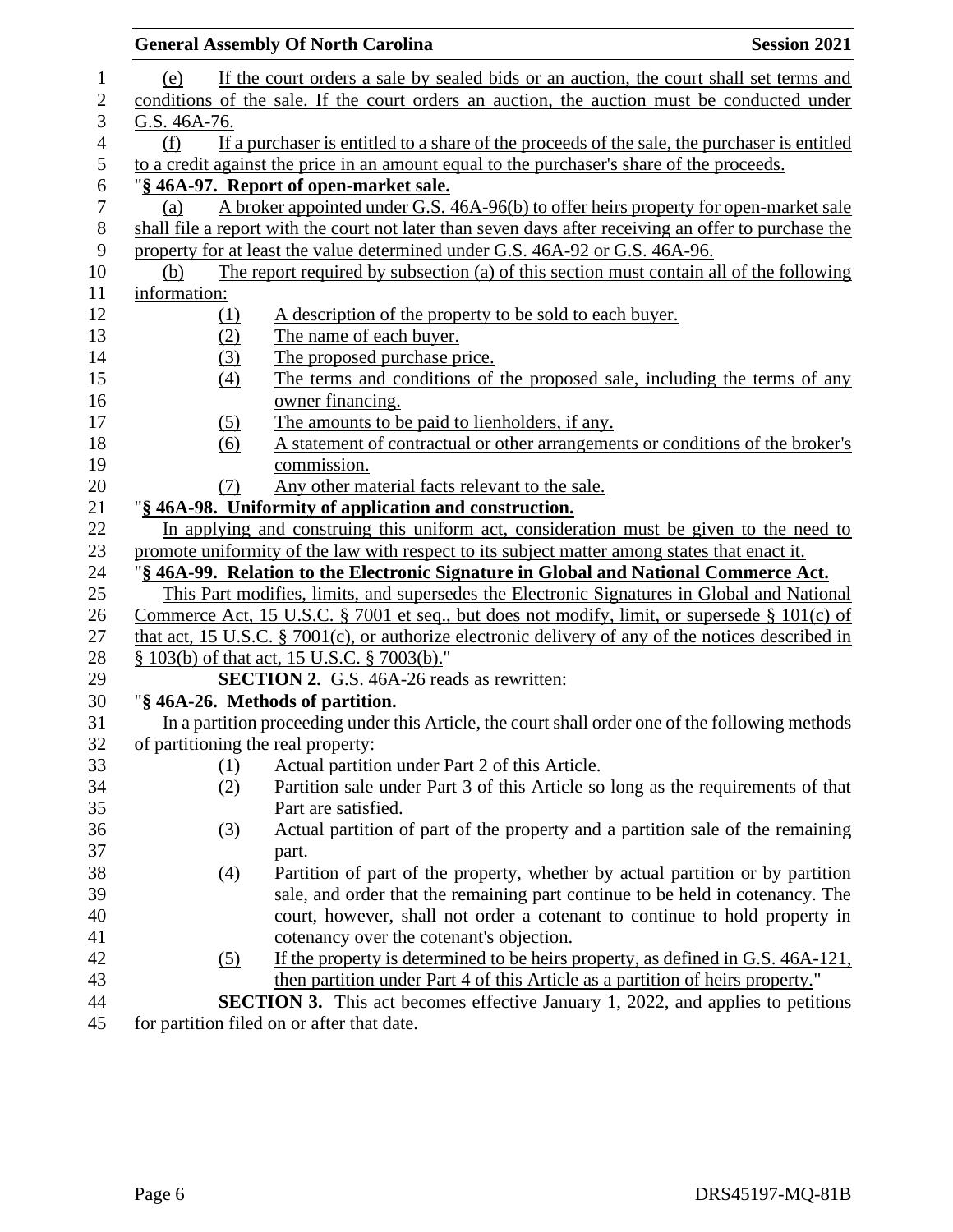(e) If the court orders a sale by sealed bids or an auction, the court shall set terms and conditions of the sale. If the court orders an auction, the auction must be conducted under G.S. 46A-76.

(f) If a purchaser is entitled to a share of the proceeds of the sale, the purchaser is entitled to a credit against the price in an amount equal to the purchaser's share of the proceeds.

"**§ 46A-97. Report of open-market sale.**

(a) A broker appointed under G.S. 46A-96(b) to offer heirs property for open-market sale shall file a report with the court not later than seven days after receiving an offer to purchase the property for at least the value determined under G.S. 46A-92 or G.S. 46A-96.

(b) The report required by subsection (a) of this section must contain all of the following information:

(1) A description of the property to be sold to each buyer.
(2) The name of each buyer.
(3) The proposed purchase price.
(4) The terms and conditions of the proposed sale, including the terms of any owner financing.
(5) The amounts to be paid to lienholders, if any.
(6) A statement of contractual or other arrangements or conditions of the broker's commission.
(7) Any other material facts relevant to the sale.

"**§ 46A-98. Uniformity of application and construction.**

In applying and construing this uniform act, consideration must be given to the need to promote uniformity of the law with respect to its subject matter among states that enact it.

"**§ 46A-99. Relation to the Electronic Signature in Global and National Commerce Act.**

This Part modifies, limits, and supersedes the Electronic Signatures in Global and National Commerce Act, 15 U.S.C. § 7001 et seq., but does not modify, limit, or supersede § 101(c) of that act, 15 U.S.C. § 7001(c), or authorize electronic delivery of any of the notices described in § 103(b) of that act, 15 U.S.C. § 7003(b)."

**SECTION 2.** G.S. 46A-26 reads as rewritten:

"**§ 46A-26. Methods of partition.**

In a partition proceeding under this Article, the court shall order one of the following methods of partitioning the real property:

(1) Actual partition under Part 2 of this Article.
(2) Partition sale under Part 3 of this Article so long as the requirements of that Part are satisfied.
(3) Actual partition of part of the property and a partition sale of the remaining part.
(4) Partition of part of the property, whether by actual partition or by partition sale, and order that the remaining part continue to be held in cotenancy. The court, however, shall not order a cotenant to continue to hold property in cotenancy over the cotenant's objection.
(5) If the property is determined to be heirs property, as defined in G.S. 46A-121, then partition under Part 4 of this Article as a partition of heirs property."

**SECTION 3.** This act becomes effective January 1, 2022, and applies to petitions for partition filed on or after that date.